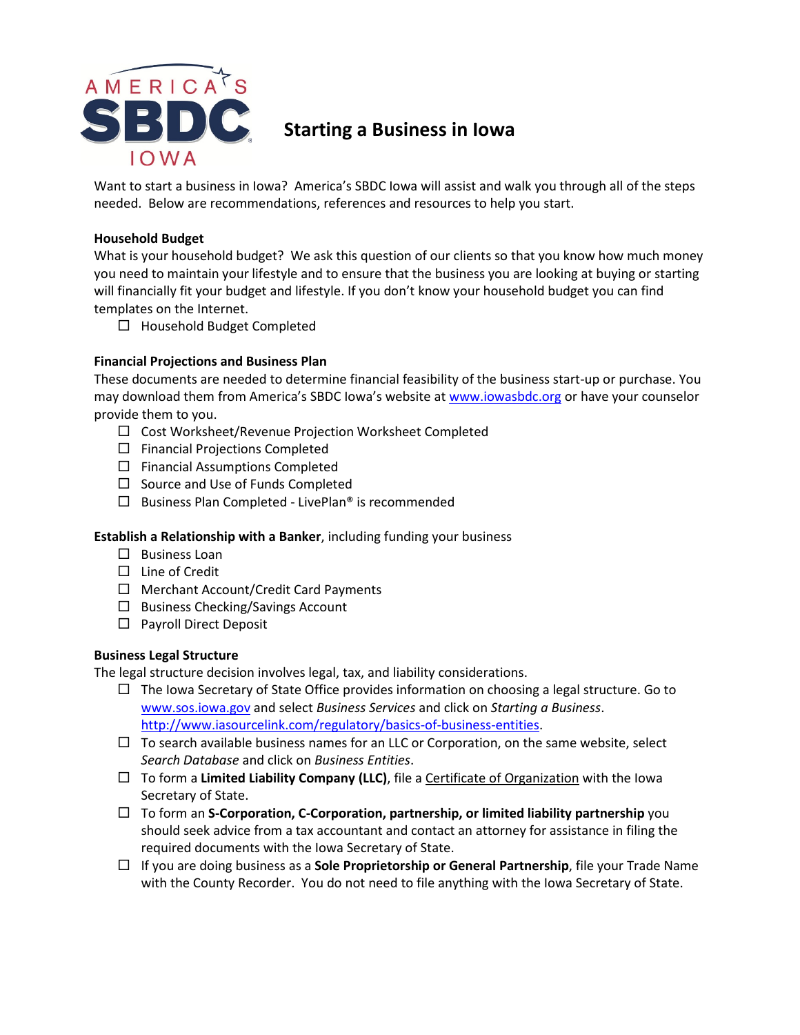# Starting a Business in Iowa

Want to start a business in Iowa? America's SBDC Iowa will assist and walk you through all of the steps needed. Below are recommendations, references and resources to help you start.

**Household Budget**

What is your household budget? We ask this question of our clients so that you know how much money you need to maintain your lifestyle and to ensure that the business you are looking at buying or starting will financially fit your budget and lifestyle. If you don't know your household budget you can find templates on the Internet.

- ☐ Household Budget Completed

**Financial Projections and Business Plan**

These documents are needed to determine financial feasibility of the business start-up or purchase. You may download them from America's SBDC Iowa's website at www.iowasbdc.org or have your counselor provide them to you.

- ☐ Cost Worksheet/Revenue Projection Worksheet Completed
- ☐ Financial Projections Completed
- ☐ Financial Assumptions Completed
- ☐ Source and Use of Funds Completed
- ☐ Business Plan Completed - LivePlan® is recommended

**Establish a Relationship with a Banker**, including funding your business

- ☐ Business Loan
- ☐ Line of Credit
- ☐ Merchant Account/Credit Card Payments
- ☐ Business Checking/Savings Account
- ☐ Payroll Direct Deposit

**Business Legal Structure**

The legal structure decision involves legal, tax, and liability considerations.

- ☐ The Iowa Secretary of State Office provides information on choosing a legal structure. Go to www.sos.iowa.gov and select *Business Services* and click on *Starting a Business*. http://www.iasourcelink.com/regulatory/basics-of-business-entities.
- ☐ To search available business names for an LLC or Corporation, on the same website, select *Search Database* and click on *Business Entities*.
- ☐ To form a **Limited Liability Company (LLC)**, file a Certificate of Organization with the Iowa Secretary of State.
- ☐ To form an **S-Corporation, C-Corporation, partnership, or limited liability partnership** you should seek advice from a tax accountant and contact an attorney for assistance in filing the required documents with the Iowa Secretary of State.
- ☐ If you are doing business as a **Sole Proprietorship or General Partnership**, file your Trade Name with the County Recorder. You do not need to file anything with the Iowa Secretary of State.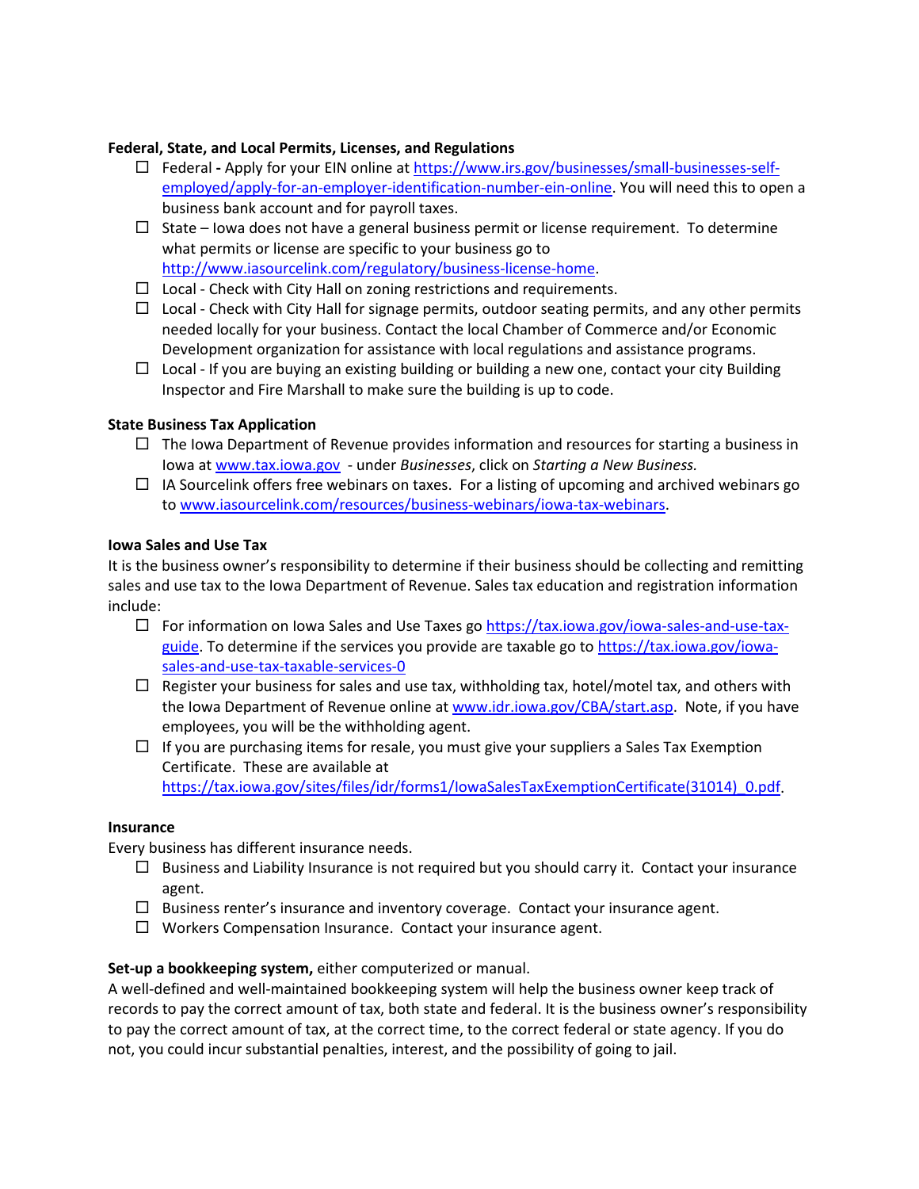**Federal, State, and Local Permits, Licenses, and Regulations**

- ☐ Federal **-** Apply for your EIN online at [https://www.irs.gov/businesses/small-businesses-self-employed/apply-for-an-employer-identification-number-ein-online](https://www.irs.gov/businesses/small-businesses-self-employed/apply-for-an-employer-identification-number-ein-online). You will need this to open a business bank account and for payroll taxes.
- ☐ State – Iowa does not have a general business permit or license requirement. To determine what permits or license are specific to your business go to [http://www.iasourcelink.com/regulatory/business-license-home](http://www.iasourcelink.com/regulatory/business-license-home).
- ☐ Local - Check with City Hall on zoning restrictions and requirements.
- ☐ Local - Check with City Hall for signage permits, outdoor seating permits, and any other permits needed locally for your business. Contact the local Chamber of Commerce and/or Economic Development organization for assistance with local regulations and assistance programs.
- ☐ Local - If you are buying an existing building or building a new one, contact your city Building Inspector and Fire Marshall to make sure the building is up to code.

**State Business Tax Application**

- ☐ The Iowa Department of Revenue provides information and resources for starting a business in Iowa at [www.tax.iowa.gov](www.tax.iowa.gov) - under *Businesses*, click on *Starting a New Business.*
- ☐ IA Sourcelink offers free webinars on taxes. For a listing of upcoming and archived webinars go to [www.iasourcelink.com/resources/business-webinars/iowa-tax-webinars](www.iasourcelink.com/resources/business-webinars/iowa-tax-webinars).

**Iowa Sales and Use Tax**

It is the business owner's responsibility to determine if their business should be collecting and remitting sales and use tax to the Iowa Department of Revenue. Sales tax education and registration information include:

- ☐ For information on Iowa Sales and Use Taxes go [https://tax.iowa.gov/iowa-sales-and-use-tax-guide](https://tax.iowa.gov/iowa-sales-and-use-tax-guide). To determine if the services you provide are taxable go to [https://tax.iowa.gov/iowa-sales-and-use-tax-taxable-services-0](https://tax.iowa.gov/iowa-sales-and-use-tax-taxable-services-0)
- ☐ Register your business for sales and use tax, withholding tax, hotel/motel tax, and others with the Iowa Department of Revenue online at [www.idr.iowa.gov/CBA/start.asp](www.idr.iowa.gov/CBA/start.asp). Note, if you have employees, you will be the withholding agent.
- ☐ If you are purchasing items for resale, you must give your suppliers a Sales Tax Exemption Certificate. These are available at [https://tax.iowa.gov/sites/files/idr/forms1/IowaSalesTaxExemptionCertificate(31014)_0.pdf](https://tax.iowa.gov/sites/files/idr/forms1/IowaSalesTaxExemptionCertificate(31014)_0.pdf).

**Insurance**

Every business has different insurance needs.

- ☐ Business and Liability Insurance is not required but you should carry it. Contact your insurance agent.
- ☐ Business renter's insurance and inventory coverage. Contact your insurance agent.
- ☐ Workers Compensation Insurance. Contact your insurance agent.

**Set-up a bookkeeping system,** either computerized or manual.

A well-defined and well-maintained bookkeeping system will help the business owner keep track of records to pay the correct amount of tax, both state and federal. It is the business owner's responsibility to pay the correct amount of tax, at the correct time, to the correct federal or state agency. If you do not, you could incur substantial penalties, interest, and the possibility of going to jail.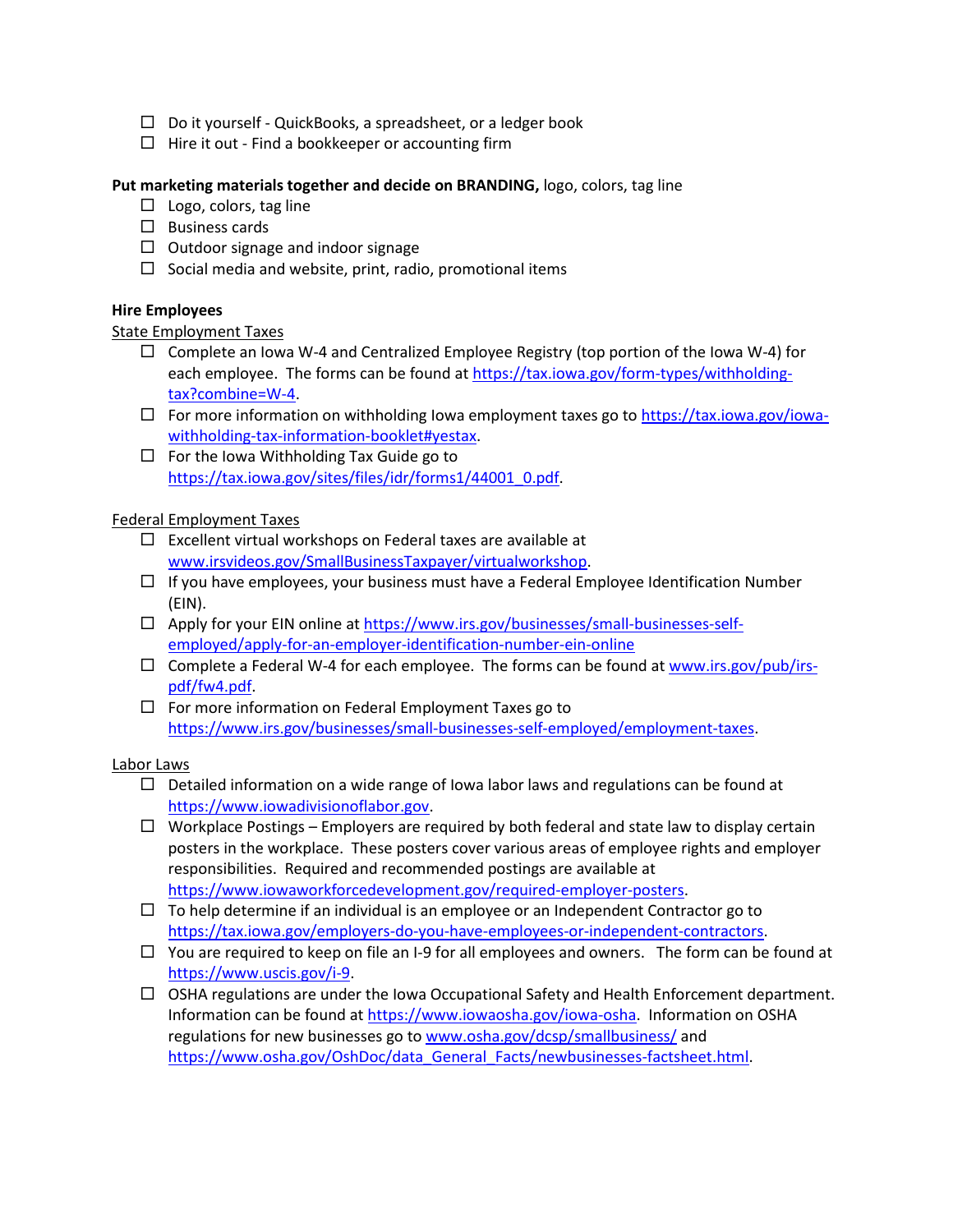- ☐ Do it yourself - QuickBooks, a spreadsheet, or a ledger book
- ☐ Hire it out - Find a bookkeeper or accounting firm

**Put marketing materials together and decide on BRANDING,** logo, colors, tag line

- ☐ Logo, colors, tag line
- ☐ Business cards
- ☐ Outdoor signage and indoor signage
- ☐ Social media and website, print, radio, promotional items

**Hire Employees**

State Employment Taxes

- ☐ Complete an Iowa W-4 and Centralized Employee Registry (top portion of the Iowa W-4) for each employee. The forms can be found at https://tax.iowa.gov/form-types/withholding-tax?combine=W-4.
- ☐ For more information on withholding Iowa employment taxes go to https://tax.iowa.gov/iowa-withholding-tax-information-booklet#yestax.
- ☐ For the Iowa Withholding Tax Guide go to https://tax.iowa.gov/sites/files/idr/forms1/44001_0.pdf.

Federal Employment Taxes

- ☐ Excellent virtual workshops on Federal taxes are available at www.irsvideos.gov/SmallBusinessTaxpayer/virtualworkshop.
- ☐ If you have employees, your business must have a Federal Employee Identification Number (EIN).
- ☐ Apply for your EIN online at https://www.irs.gov/businesses/small-businesses-self-employed/apply-for-an-employer-identification-number-ein-online
- ☐ Complete a Federal W-4 for each employee. The forms can be found at www.irs.gov/pub/irs-pdf/fw4.pdf.
- ☐ For more information on Federal Employment Taxes go to https://www.irs.gov/businesses/small-businesses-self-employed/employment-taxes.

Labor Laws

- ☐ Detailed information on a wide range of Iowa labor laws and regulations can be found at https://www.iowadivisionoflabor.gov.
- ☐ Workplace Postings – Employers are required by both federal and state law to display certain posters in the workplace. These posters cover various areas of employee rights and employer responsibilities. Required and recommended postings are available at https://www.iowaworkforcedevelopment.gov/required-employer-posters.
- ☐ To help determine if an individual is an employee or an Independent Contractor go to https://tax.iowa.gov/employers-do-you-have-employees-or-independent-contractors.
- ☐ You are required to keep on file an I-9 for all employees and owners. The form can be found at https://www.uscis.gov/i-9.
- ☐ OSHA regulations are under the Iowa Occupational Safety and Health Enforcement department. Information can be found at https://www.iowaosha.gov/iowa-osha. Information on OSHA regulations for new businesses go to www.osha.gov/dcsp/smallbusiness/ and https://www.osha.gov/OshDoc/data_General_Facts/newbusinesses-factsheet.html.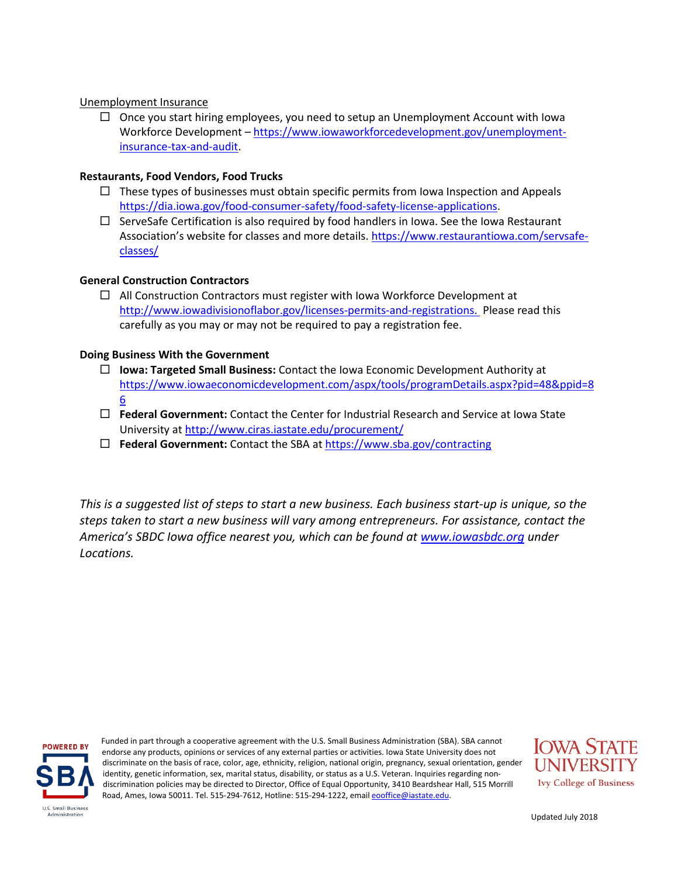Unemployment Insurance

- ☐ Once you start hiring employees, you need to setup an Unemployment Account with Iowa Workforce Development – https://www.iowaworkforcedevelopment.gov/unemployment-insurance-tax-and-audit.

**Restaurants, Food Vendors, Food Trucks**

- ☐ These types of businesses must obtain specific permits from Iowa Inspection and Appeals https://dia.iowa.gov/food-consumer-safety/food-safety-license-applications.
- ☐ ServeSafe Certification is also required by food handlers in Iowa. See the Iowa Restaurant Association's website for classes and more details. https://www.restaurantiowa.com/servsafe-classes/

**General Construction Contractors**

- ☐ All Construction Contractors must register with Iowa Workforce Development at http://www.iowadivisionoflabor.gov/licenses-permits-and-registrations. Please read this carefully as you may or may not be required to pay a registration fee.

**Doing Business With the Government**

- ☐ **Iowa: Targeted Small Business:** Contact the Iowa Economic Development Authority at https://www.iowaeconomicdevelopment.com/aspx/tools/programDetails.aspx?pid=48&ppid=86
- ☐ **Federal Government:** Contact the Center for Industrial Research and Service at Iowa State University at http://www.ciras.iastate.edu/procurement/
- ☐ **Federal Government:** Contact the SBA at https://www.sba.gov/contracting

*This is a suggested list of steps to start a new business. Each business start-up is unique, so the steps taken to start a new business will vary among entrepreneurs. For assistance, contact the America's SBDC Iowa office nearest you, which can be found at www.iowasbdc.org under Locations.*

POWERED BY SBA U.S. Small Business Administration

Funded in part through a cooperative agreement with the U.S. Small Business Administration (SBA). SBA cannot endorse any products, opinions or services of any external parties or activities. Iowa State University does not discriminate on the basis of race, color, age, ethnicity, religion, national origin, pregnancy, sexual orientation, gender identity, genetic information, sex, marital status, disability, or status as a U.S. Veteran. Inquiries regarding non-discrimination policies may be directed to Director, Office of Equal Opportunity, 3410 Beardshear Hall, 515 Morrill Road, Ames, Iowa 50011. Tel. 515-294-7612, Hotline: 515-294-1222, email eooffice@iastate.edu.

IOWA STATE UNIVERSITY Ivy College of Business

Updated July 2018